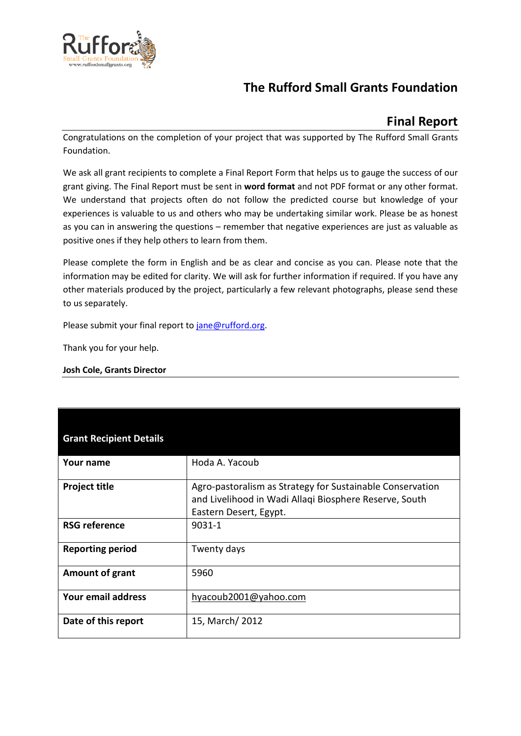# The Rufford Small Grants Foundation

## Final Report

Congratulations on the completion of your project that was supported by The Rufford Small Grants Foundation.

We ask all grant recipients to complete a Final Report Form that helps us to gauge the success of our grant giving. The Final Report must be sent in **word format** and not PDF format or any other format. We understand that projects often do not follow the predicted course but knowledge of your experiences is valuable to us and others who may be undertaking similar work. Please be as honest as you can in answering the questions – remember that negative experiences are just as valuable as positive ones if they help others to learn from them.

Please complete the form in English and be as clear and concise as you can. Please note that the information may be edited for clarity. We will ask for further information if required. If you have any other materials produced by the project, particularly a few relevant photographs, please send these to us separately.

Please submit your final report to jane@rufford.org.

Thank you for your help.

**Josh Cole, Grants Director**

| **Grant Recipient Details** | |
|---|---|
| **Your name** | Hoda A. Yacoub |
| **Project title** | Agro-pastoralism as Strategy for Sustainable Conservation and Livelihood in Wadi Allaqi Biosphere Reserve, South Eastern Desert, Egypt. |
| **RSG reference** | 9031-1 |
| **Reporting period** | Twenty days |
| **Amount of grant** | 5960 |
| **Your email address** | hyacoub2001@yahoo.com |
| **Date of this report** | 15, March/ 2012 |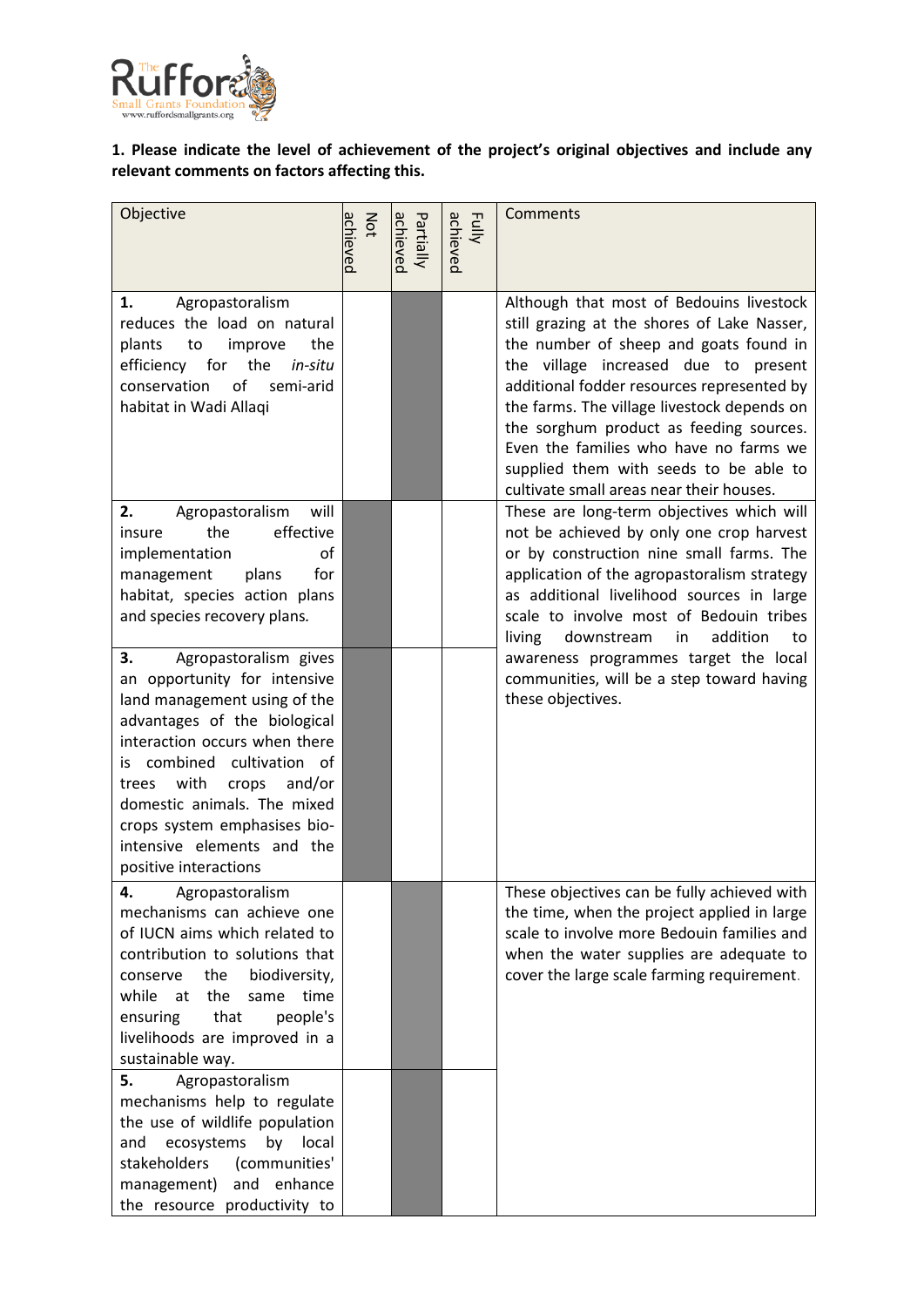**1. Please indicate the level of achievement of the project's original objectives and include any relevant comments on factors affecting this.**

| Objective | Not achieved | Partially achieved | Fully achieved | Comments |
|---|---|---|---|---|
| **1.** Agropastoralism reduces the load on natural plants to improve the efficiency for the *in-situ* conservation of semi-arid habitat in Wadi Allaqi | | ■ | | Although that most of Bedouins livestock still grazing at the shores of Lake Nasser, the number of sheep and goats found in the village increased due to present additional fodder resources represented by the farms. The village livestock depends on the sorghum product as feeding sources. Even the families who have no farms we supplied them with seeds to be able to cultivate small areas near their houses. |
| **2.** Agropastoralism will insure the effective implementation of management plans for habitat, species action plans and species recovery plans. | ■ | | | These are long-term objectives which will not be achieved by only one crop harvest or by construction nine small farms. The application of the agropastoralism strategy as additional livelihood sources in large scale to involve most of Bedouin tribes living downstream in addition to awareness programmes target the local communities, will be a step toward having these objectives. |
| **3.** Agropastoralism gives an opportunity for intensive land management using of the advantages of the biological interaction occurs when there is combined cultivation of trees with crops and/or domestic animals. The mixed crops system emphasises bio-intensive elements and the positive interactions | ■ | | | |
| **4.** Agropastoralism mechanisms can achieve one of IUCN aims which related to contribution to solutions that conserve the biodiversity, while at the same time ensuring that people's livelihoods are improved in a sustainable way. | | ■ | | These objectives can be fully achieved with the time, when the project applied in large scale to involve more Bedouin families and when the water supplies are adequate to cover the large scale farming requirement. |
| **5.** Agropastoralism mechanisms help to regulate the use of wildlife population and ecosystems by local stakeholders (communities' management) and enhance the resource productivity to | | ■ | | |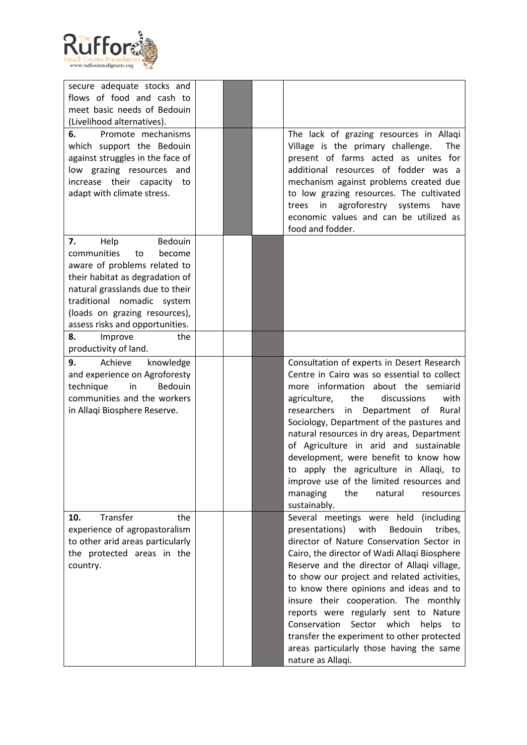| | | | | |
|---|---|---|---|---|
| secure adequate stocks and flows of food and cash to meet basic needs of Bedouin (Livelihood alternatives). | | | | |
| **6.** Promote mechanisms which support the Bedouin against struggles in the face of low grazing resources and increase their capacity to adapt with climate stress. | | | | The lack of grazing resources in Allaqi Village is the primary challenge. The present of farms acted as unites for additional resources of fodder was a mechanism against problems created due to low grazing resources. The cultivated trees in agroforestry systems have economic values and can be utilized as food and fodder. |
| **7.** Help Bedouin communities to become aware of problems related to their habitat as degradation of natural grasslands due to their traditional nomadic system (loads on grazing resources), assess risks and opportunities. | | | | |
| **8.** Improve the productivity of land. | | | | |
| **9.** Achieve knowledge and experience on Agroforesty technique in Bedouin communities and the workers in Allaqi Biosphere Reserve. | | | | Consultation of experts in Desert Research Centre in Cairo was so essential to collect more information about the semiarid agriculture, the discussions with researchers in Department of Rural Sociology, Department of the pastures and natural resources in dry areas, Department of Agriculture in arid and sustainable development, were benefit to know how to apply the agriculture in Allaqi, to improve use of the limited resources and managing the natural resources sustainably. |
| **10.** Transfer the experience of agropastoralism to other arid areas particularly the protected areas in the country. | | | | Several meetings were held (including presentations) with Bedouin tribes, director of Nature Conservation Sector in Cairo, the director of Wadi Allaqi Biosphere Reserve and the director of Allaqi village, to show our project and related activities, to know there opinions and ideas and to insure their cooperation. The monthly reports were regularly sent to Nature Conservation Sector which helps to transfer the experiment to other protected areas particularly those having the same nature as Allaqi. |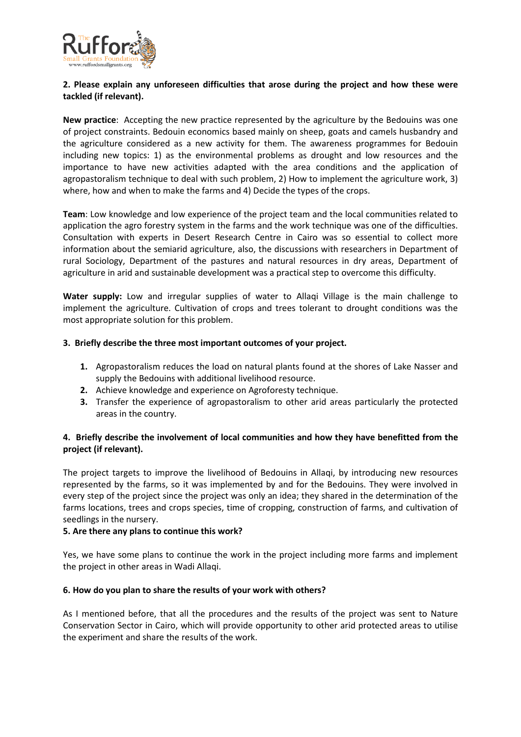**2. Please explain any unforeseen difficulties that arose during the project and how these were tackled (if relevant).**

**New practice**: Accepting the new practice represented by the agriculture by the Bedouins was one of project constraints. Bedouin economics based mainly on sheep, goats and camels husbandry and the agriculture considered as a new activity for them. The awareness programmes for Bedouin including new topics: 1) as the environmental problems as drought and low resources and the importance to have new activities adapted with the area conditions and the application of agropastoralism technique to deal with such problem, 2) How to implement the agriculture work, 3) where, how and when to make the farms and 4) Decide the types of the crops.

**Team**: Low knowledge and low experience of the project team and the local communities related to application the agro forestry system in the farms and the work technique was one of the difficulties. Consultation with experts in Desert Research Centre in Cairo was so essential to collect more information about the semiarid agriculture, also, the discussions with researchers in Department of rural Sociology, Department of the pastures and natural resources in dry areas, Department of agriculture in arid and sustainable development was a practical step to overcome this difficulty.

**Water supply:** Low and irregular supplies of water to Allaqi Village is the main challenge to implement the agriculture. Cultivation of crops and trees tolerant to drought conditions was the most appropriate solution for this problem.

**3. Briefly describe the three most important outcomes of your project.**

1. Agropastoralism reduces the load on natural plants found at the shores of Lake Nasser and supply the Bedouins with additional livelihood resource.
2. Achieve knowledge and experience on Agroforesty technique.
3. Transfer the experience of agropastoralism to other arid areas particularly the protected areas in the country.

**4. Briefly describe the involvement of local communities and how they have benefitted from the project (if relevant).**

The project targets to improve the livelihood of Bedouins in Allaqi, by introducing new resources represented by the farms, so it was implemented by and for the Bedouins. They were involved in every step of the project since the project was only an idea; they shared in the determination of the farms locations, trees and crops species, time of cropping, construction of farms, and cultivation of seedlings in the nursery.

**5. Are there any plans to continue this work?**

Yes, we have some plans to continue the work in the project including more farms and implement the project in other areas in Wadi Allaqi.

**6. How do you plan to share the results of your work with others?**

As I mentioned before, that all the procedures and the results of the project was sent to Nature Conservation Sector in Cairo, which will provide opportunity to other arid protected areas to utilise the experiment and share the results of the work.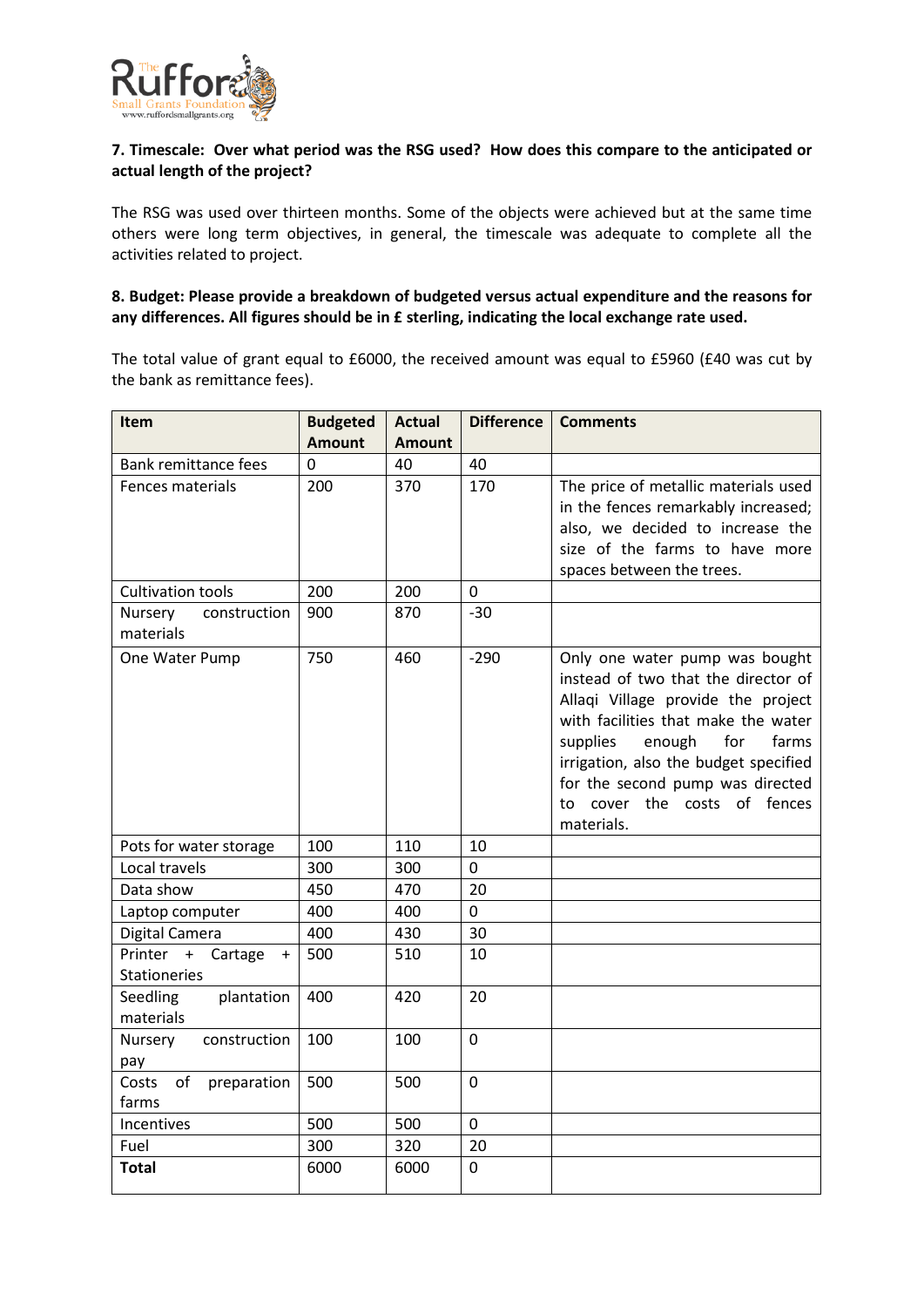**7. Timescale: Over what period was the RSG used? How does this compare to the anticipated or actual length of the project?**

The RSG was used over thirteen months. Some of the objects were achieved but at the same time others were long term objectives, in general, the timescale was adequate to complete all the activities related to project.

**8. Budget: Please provide a breakdown of budgeted versus actual expenditure and the reasons for any differences. All figures should be in £ sterling, indicating the local exchange rate used.**

The total value of grant equal to £6000, the received amount was equal to £5960 (£40 was cut by the bank as remittance fees).

| Item | Budgeted Amount | Actual Amount | Difference | Comments |
|---|---|---|---|---|
| Bank remittance fees | 0 | 40 | 40 | |
| Fences materials | 200 | 370 | 170 | The price of metallic materials used in the fences remarkably increased; also, we decided to increase the size of the farms to have more spaces between the trees. |
| Cultivation tools | 200 | 200 | 0 | |
| Nursery construction materials | 900 | 870 | -30 | |
| One Water Pump | 750 | 460 | -290 | Only one water pump was bought instead of two that the director of Allaqi Village provide the project with facilities that make the water supplies enough for farms irrigation, also the budget specified for the second pump was directed to cover the costs of fences materials. |
| Pots for water storage | 100 | 110 | 10 | |
| Local travels | 300 | 300 | 0 | |
| Data show | 450 | 470 | 20 | |
| Laptop computer | 400 | 400 | 0 | |
| Digital Camera | 400 | 430 | 30 | |
| Printer + Cartage + Stationeries | 500 | 510 | 10 | |
| Seedling plantation materials | 400 | 420 | 20 | |
| Nursery construction pay | 100 | 100 | 0 | |
| Costs of preparation farms | 500 | 500 | 0 | |
| Incentives | 500 | 500 | 0 | |
| Fuel | 300 | 320 | 20 | |
| **Total** | 6000 | 6000 | 0 | |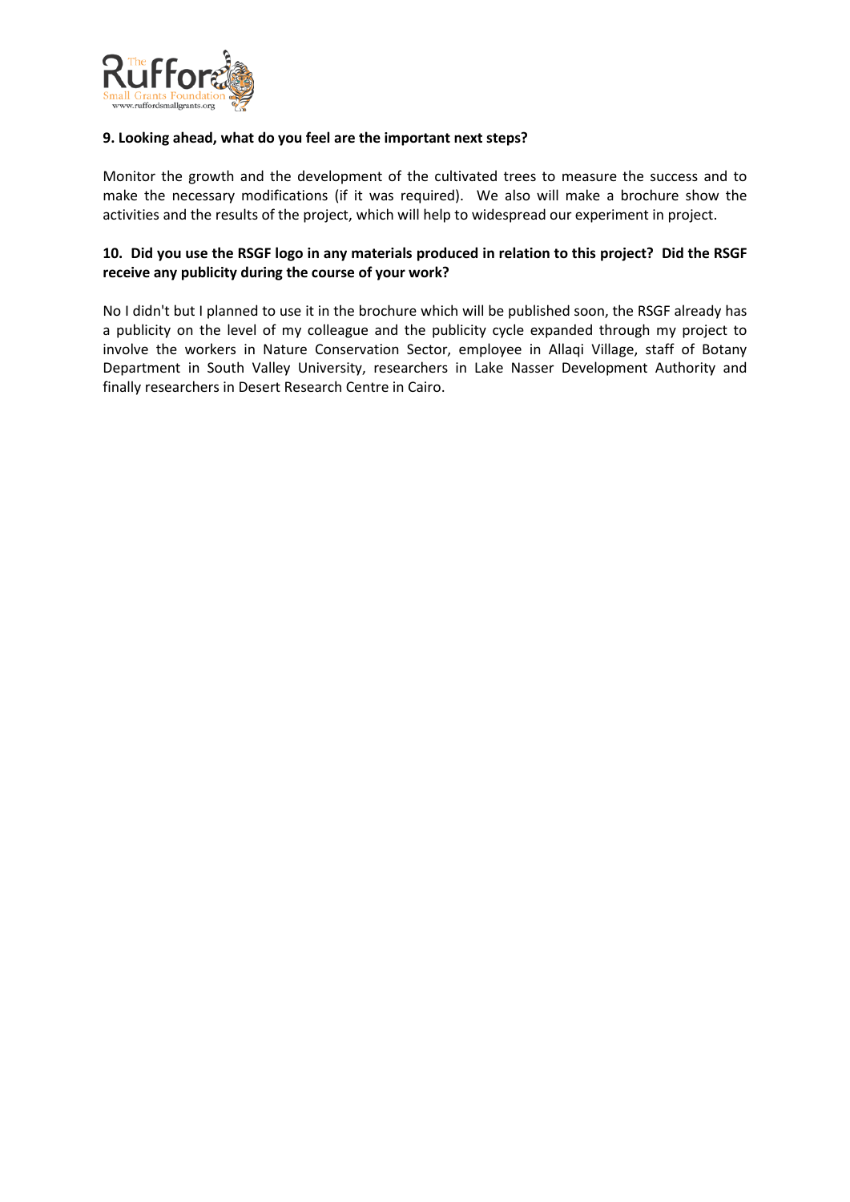**9. Looking ahead, what do you feel are the important next steps?**

Monitor the growth and the development of the cultivated trees to measure the success and to make the necessary modifications (if it was required). We also will make a brochure show the activities and the results of the project, which will help to widespread our experiment in project.

**10. Did you use the RSGF logo in any materials produced in relation to this project? Did the RSGF receive any publicity during the course of your work?**

No I didn't but I planned to use it in the brochure which will be published soon, the RSGF already has a publicity on the level of my colleague and the publicity cycle expanded through my project to involve the workers in Nature Conservation Sector, employee in Allaqi Village, staff of Botany Department in South Valley University, researchers in Lake Nasser Development Authority and finally researchers in Desert Research Centre in Cairo.